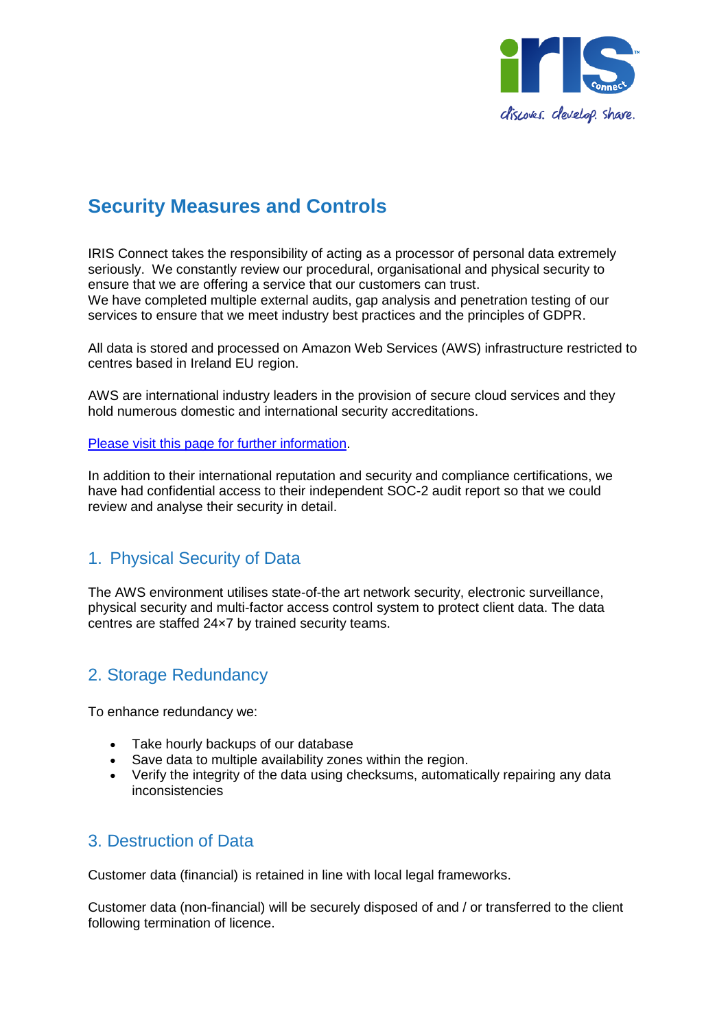# Security Measures and Controls

IRIS Connect takes the responsibility of acting as a processor of personal data extremely seriously. We constantly review our procedural, organisational and physical security to ensure that we are offering a service that our customers can trust.
We have completed multiple external audits, gap analysis and penetration testing of our services to ensure that we meet industry best practices and the principles of GDPR.

All data is stored and processed on Amazon Web Services (AWS) infrastructure restricted to centres based in Ireland EU region.

AWS are international industry leaders in the provision of secure cloud services and they hold numerous domestic and international security accreditations.

Please visit this page for further information.

In addition to their international reputation and security and compliance certifications, we have had confidential access to their independent SOC-2 audit report so that we could review and analyse their security in detail.

## 1. Physical Security of Data

The AWS environment utilises state-of-the art network security, electronic surveillance, physical security and multi-factor access control system to protect client data. The data centres are staffed 24×7 by trained security teams.

## 2. Storage Redundancy

To enhance redundancy we:

- Take hourly backups of our database
- Save data to multiple availability zones within the region.
- Verify the integrity of the data using checksums, automatically repairing any data inconsistencies

## 3. Destruction of Data

Customer data (financial) is retained in line with local legal frameworks.

Customer data (non-financial) will be securely disposed of and / or transferred to the client following termination of licence.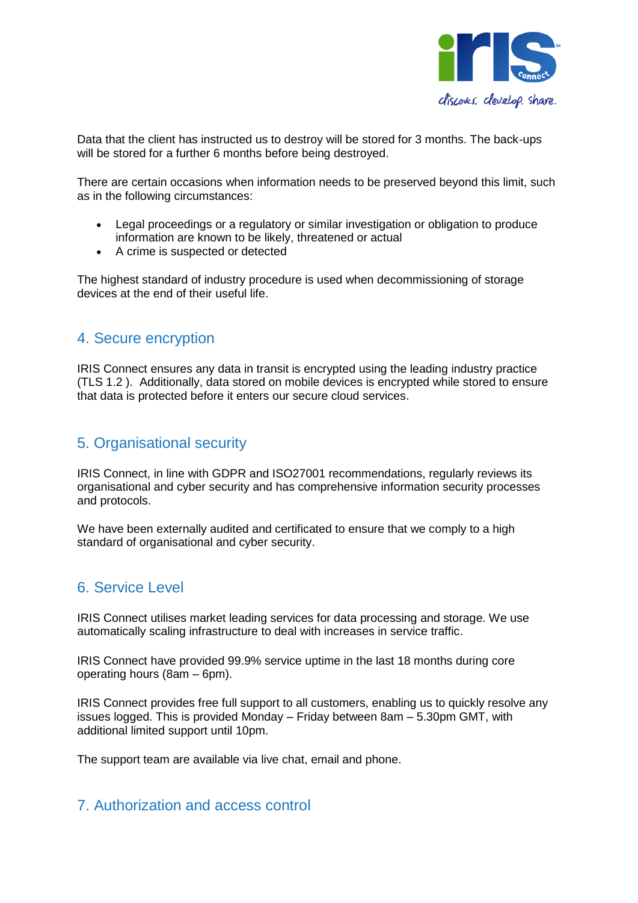Data that the client has instructed us to destroy will be stored for 3 months. The back-ups will be stored for a further 6 months before being destroyed.

There are certain occasions when information needs to be preserved beyond this limit, such as in the following circumstances:

- Legal proceedings or a regulatory or similar investigation or obligation to produce information are known to be likely, threatened or actual
- A crime is suspected or detected

The highest standard of industry procedure is used when decommissioning of storage devices at the end of their useful life.

## 4. Secure encryption

IRIS Connect ensures any data in transit is encrypted using the leading industry practice (TLS 1.2 ). Additionally, data stored on mobile devices is encrypted while stored to ensure that data is protected before it enters our secure cloud services.

## 5. Organisational security

IRIS Connect, in line with GDPR and ISO27001 recommendations, regularly reviews its organisational and cyber security and has comprehensive information security processes and protocols.

We have been externally audited and certificated to ensure that we comply to a high standard of organisational and cyber security.

## 6. Service Level

IRIS Connect utilises market leading services for data processing and storage. We use automatically scaling infrastructure to deal with increases in service traffic.

IRIS Connect have provided 99.9% service uptime in the last 18 months during core operating hours (8am – 6pm).

IRIS Connect provides free full support to all customers, enabling us to quickly resolve any issues logged. This is provided Monday – Friday between 8am – 5.30pm GMT, with additional limited support until 10pm.

The support team are available via live chat, email and phone.

## 7. Authorization and access control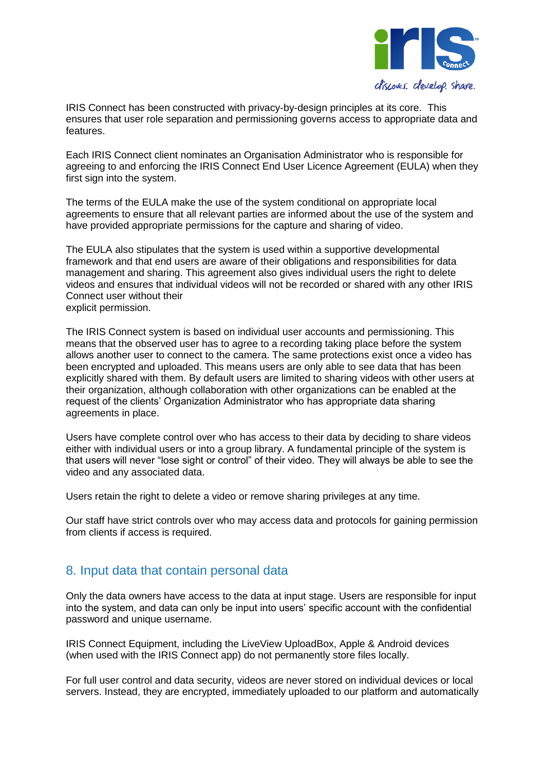IRIS Connect has been constructed with privacy-by-design principles at its core. This ensures that user role separation and permissioning governs access to appropriate data and features.

Each IRIS Connect client nominates an Organisation Administrator who is responsible for agreeing to and enforcing the IRIS Connect End User Licence Agreement (EULA) when they first sign into the system.

The terms of the EULA make the use of the system conditional on appropriate local agreements to ensure that all relevant parties are informed about the use of the system and have provided appropriate permissions for the capture and sharing of video.

The EULA also stipulates that the system is used within a supportive developmental framework and that end users are aware of their obligations and responsibilities for data management and sharing. This agreement also gives individual users the right to delete videos and ensures that individual videos will not be recorded or shared with any other IRIS Connect user without their explicit permission.

The IRIS Connect system is based on individual user accounts and permissioning. This means that the observed user has to agree to a recording taking place before the system allows another user to connect to the camera. The same protections exist once a video has been encrypted and uploaded. This means users are only able to see data that has been explicitly shared with them. By default users are limited to sharing videos with other users at their organization, although collaboration with other organizations can be enabled at the request of the clients' Organization Administrator who has appropriate data sharing agreements in place.

Users have complete control over who has access to their data by deciding to share videos either with individual users or into a group library. A fundamental principle of the system is that users will never "lose sight or control" of their video. They will always be able to see the video and any associated data.

Users retain the right to delete a video or remove sharing privileges at any time.

Our staff have strict controls over who may access data and protocols for gaining permission from clients if access is required.

## 8. Input data that contain personal data

Only the data owners have access to the data at input stage. Users are responsible for input into the system, and data can only be input into users' specific account with the confidential password and unique username.

IRIS Connect Equipment, including the LiveView UploadBox, Apple & Android devices (when used with the IRIS Connect app) do not permanently store files locally.

For full user control and data security, videos are never stored on individual devices or local servers. Instead, they are encrypted, immediately uploaded to our platform and automatically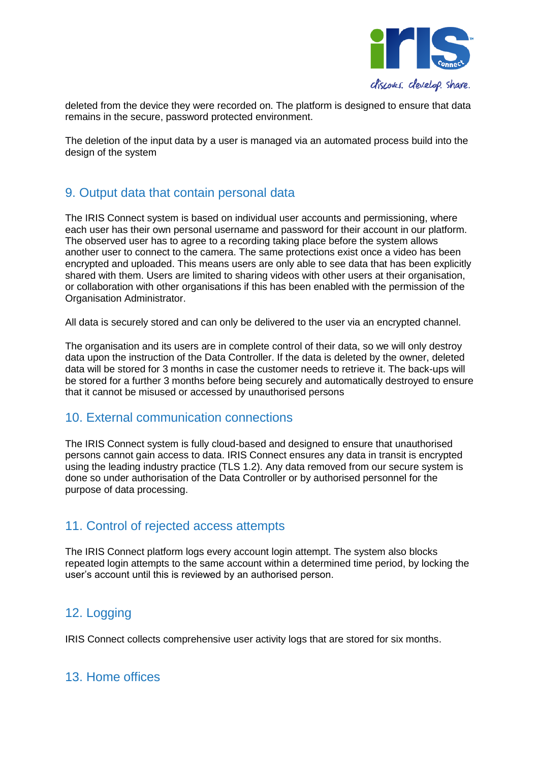deleted from the device they were recorded on. The platform is designed to ensure that data remains in the secure, password protected environment.

The deletion of the input data by a user is managed via an automated process build into the design of the system

## 9. Output data that contain personal data

The IRIS Connect system is based on individual user accounts and permissioning, where each user has their own personal username and password for their account in our platform. The observed user has to agree to a recording taking place before the system allows another user to connect to the camera. The same protections exist once a video has been encrypted and uploaded. This means users are only able to see data that has been explicitly shared with them. Users are limited to sharing videos with other users at their organisation, or collaboration with other organisations if this has been enabled with the permission of the Organisation Administrator.

All data is securely stored and can only be delivered to the user via an encrypted channel.

The organisation and its users are in complete control of their data, so we will only destroy data upon the instruction of the Data Controller. If the data is deleted by the owner, deleted data will be stored for 3 months in case the customer needs to retrieve it. The back-ups will be stored for a further 3 months before being securely and automatically destroyed to ensure that it cannot be misused or accessed by unauthorised persons

## 10. External communication connections

The IRIS Connect system is fully cloud-based and designed to ensure that unauthorised persons cannot gain access to data. IRIS Connect ensures any data in transit is encrypted using the leading industry practice (TLS 1.2). Any data removed from our secure system is done so under authorisation of the Data Controller or by authorised personnel for the purpose of data processing.

## 11. Control of rejected access attempts

The IRIS Connect platform logs every account login attempt. The system also blocks repeated login attempts to the same account within a determined time period, by locking the user's account until this is reviewed by an authorised person.

## 12. Logging

IRIS Connect collects comprehensive user activity logs that are stored for six months.

## 13. Home offices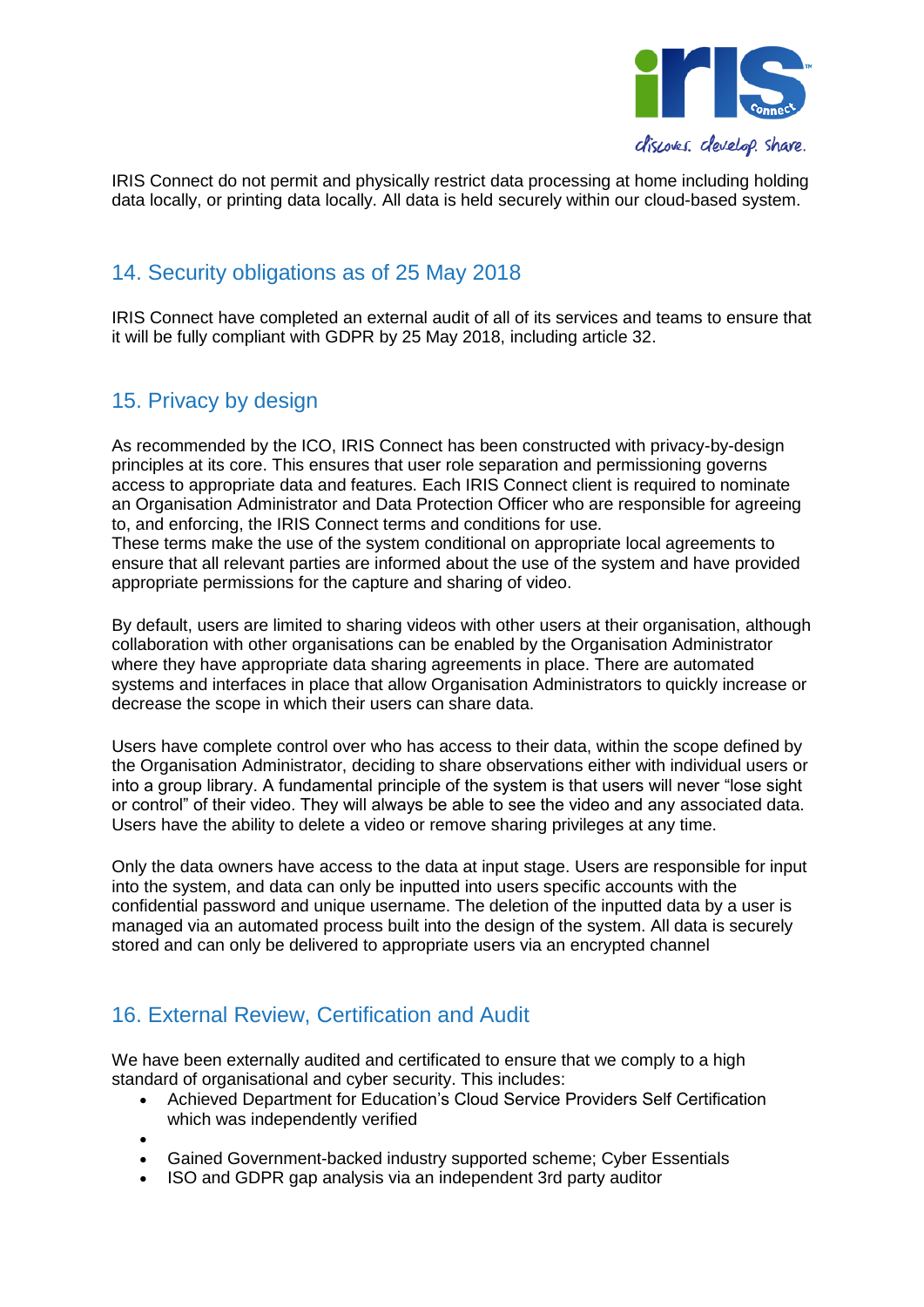IRIS Connect do not permit and physically restrict data processing at home including holding data locally, or printing data locally. All data is held securely within our cloud-based system.

## 14. Security obligations as of 25 May 2018

IRIS Connect have completed an external audit of all of its services and teams to ensure that it will be fully compliant with GDPR by 25 May 2018, including article 32.

## 15. Privacy by design

As recommended by the ICO, IRIS Connect has been constructed with privacy-by-design principles at its core. This ensures that user role separation and permissioning governs access to appropriate data and features. Each IRIS Connect client is required to nominate an Organisation Administrator and Data Protection Officer who are responsible for agreeing to, and enforcing, the IRIS Connect terms and conditions for use.
These terms make the use of the system conditional on appropriate local agreements to ensure that all relevant parties are informed about the use of the system and have provided appropriate permissions for the capture and sharing of video.

By default, users are limited to sharing videos with other users at their organisation, although collaboration with other organisations can be enabled by the Organisation Administrator where they have appropriate data sharing agreements in place. There are automated systems and interfaces in place that allow Organisation Administrators to quickly increase or decrease the scope in which their users can share data.

Users have complete control over who has access to their data, within the scope defined by the Organisation Administrator, deciding to share observations either with individual users or into a group library. A fundamental principle of the system is that users will never "lose sight or control" of their video. They will always be able to see the video and any associated data. Users have the ability to delete a video or remove sharing privileges at any time.

Only the data owners have access to the data at input stage. Users are responsible for input into the system, and data can only be inputted into users specific accounts with the confidential password and unique username. The deletion of the inputted data by a user is managed via an automated process built into the design of the system. All data is securely stored and can only be delivered to appropriate users via an encrypted channel

## 16. External Review, Certification and Audit

We have been externally audited and certificated to ensure that we comply to a high standard of organisational and cyber security. This includes:

- Achieved Department for Education's Cloud Service Providers Self Certification which was independently verified
- 
- Gained Government-backed industry supported scheme; Cyber Essentials
- ISO and GDPR gap analysis via an independent 3rd party auditor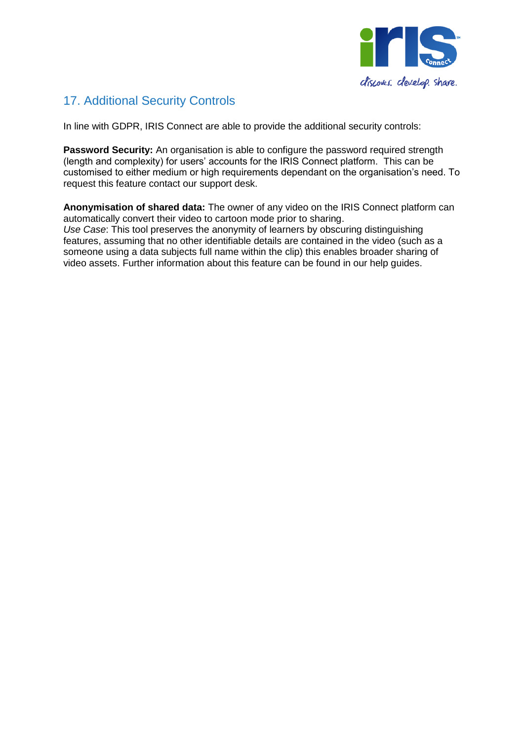## 17. Additional Security Controls

In line with GDPR, IRIS Connect are able to provide the additional security controls:

**Password Security:** An organisation is able to configure the password required strength (length and complexity) for users' accounts for the IRIS Connect platform. This can be customised to either medium or high requirements dependant on the organisation's need. To request this feature contact our support desk.

**Anonymisation of shared data:** The owner of any video on the IRIS Connect platform can automatically convert their video to cartoon mode prior to sharing.
*Use Case*: This tool preserves the anonymity of learners by obscuring distinguishing features, assuming that no other identifiable details are contained in the video (such as a someone using a data subjects full name within the clip) this enables broader sharing of video assets. Further information about this feature can be found in our help guides.